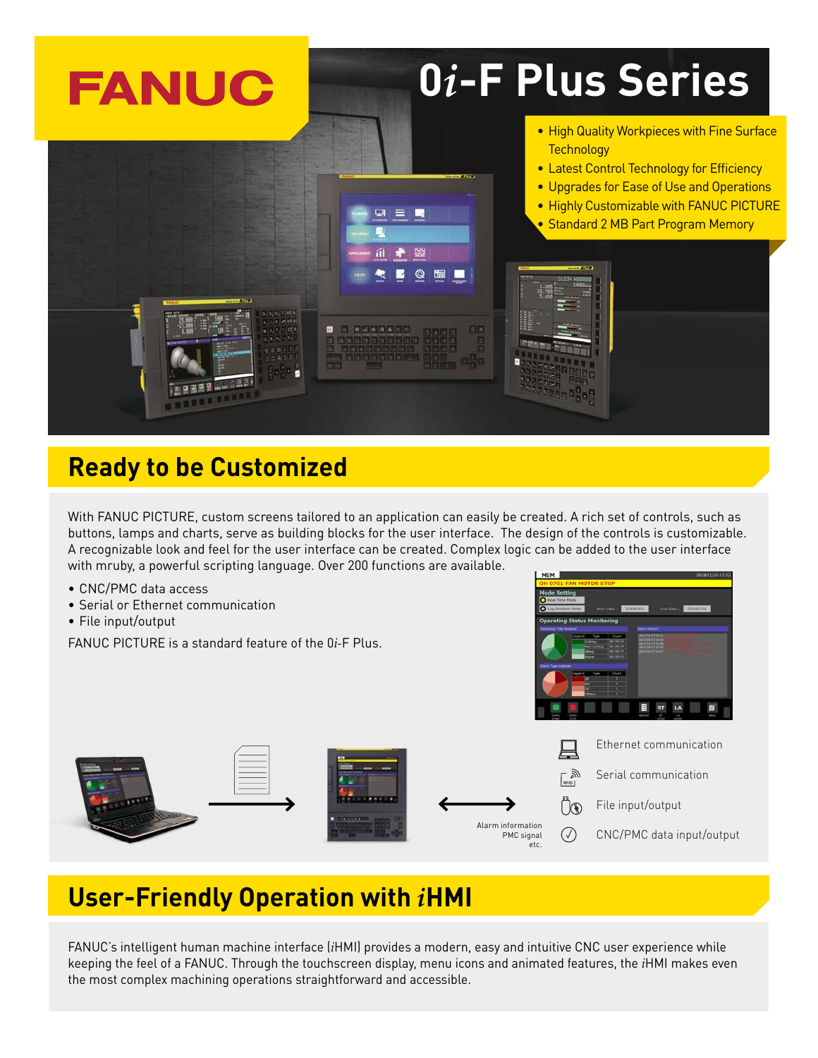FANUC

# 0*i*-F Plus Series

- High Quality Workpieces with Fine Surface Technology
- Latest Control Technology for Efficiency
- Upgrades for Ease of Use and Operations
- Highly Customizable with FANUC PICTURE
- Standard 2 MB Part Program Memory

## Ready to be Customized

With FANUC PICTURE, custom screens tailored to an application can easily be created. A rich set of controls, such as buttons, lamps and charts, serve as building blocks for the user interface. The design of the controls is customizable. A recognizable look and feel for the user interface can be created. Complex logic can be added to the user interface with mruby, a powerful scripting language. Over 200 functions are available.

- CNC/PMC data access
- Serial or Ethernet communication
- File input/output

FANUC PICTURE is a standard feature of the 0*i*-F Plus.

Alarm information
PMC signal
etc.

Ethernet communication

Serial communication

File input/output

CNC/PMC data input/output

## User-Friendly Operation with *i*HMI

FANUC's intelligent human machine interface (*i*HMI) provides a modern, easy and intuitive CNC user experience while keeping the feel of a FANUC. Through the touchscreen display, menu icons and animated features, the *i*HMI makes even the most complex machining operations straightforward and accessible.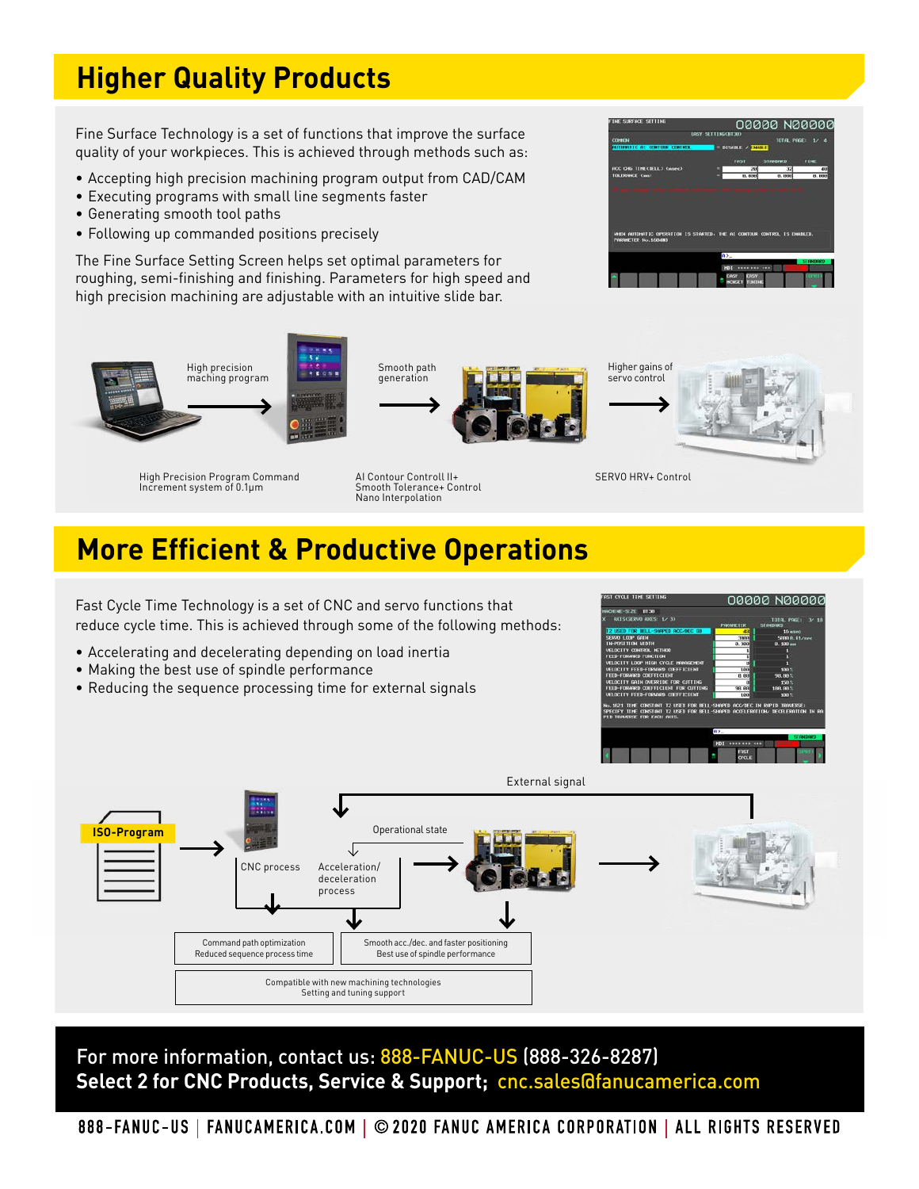## Higher Quality Products

Fine Surface Technology is a set of functions that improve the surface quality of your workpieces. This is achieved through methods such as:

- Accepting high precision machining program output from CAD/CAM
- Executing programs with small line segments faster
- Generating smooth tool paths
- Following up commanded positions precisely

The Fine Surface Setting Screen helps set optimal parameters for roughing, semi-finishing and finishing. Parameters for high speed and high precision machining are adjustable with an intuitive slide bar.

High precision maching program

Smooth path generation

Higher gains of servo control

High Precision Program Command Increment system of 0.1μm

AI Contour Controll II+
Smooth Tolerance+ Control
Nano Interpolation

SERVO HRV+ Control

## More Efficient & Productive Operations

Fast Cycle Time Technology is a set of CNC and servo functions that reduce cycle time. This is achieved through some of the following methods:

- Accelerating and decelerating depending on load inertia
- Making the best use of spindle performance
- Reducing the sequence processing time for external signals

External signal

ISO-Program

Operational state

CNC process

Acceleration/deceleration process

Command path optimization
Reduced sequence process time

Smooth acc./dec. and faster positioning
Best use of spindle performance

Compatible with new machining technologies
Setting and tuning support

**For more information, contact us: 888-FANUC-US (888-326-8287)**
**Select 2 for CNC Products, Service & Support; cnc.sales@fanucamerica.com**

888-FANUC-US | FANUCAMERICA.COM | © 2020 FANUC AMERICA CORPORATION | ALL RIGHTS RESERVED